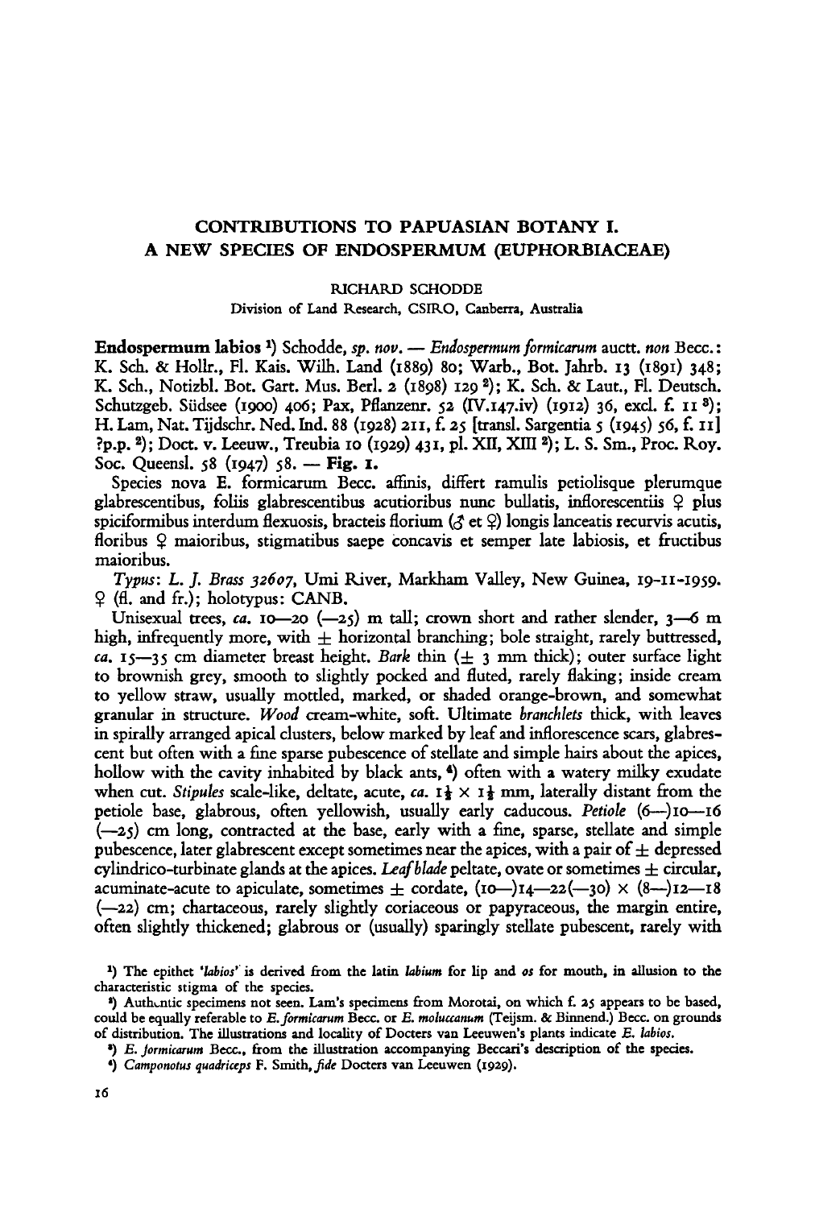# CONTRIBUTIONS TO PAPUASIAN BOTANY I. A NEW SPECIES OF ENDOSPERMUM (EUPHORBIACEAE)

RICHARD SCHODDE

Division of Land Research, CSIRO, Canberra, Australia

**Endospermum labios** [1]) Schodde, *sp. nov.* — *Endospermum formicarum* auctt. *non* Becc.: K. Sch. & Hollr., Fl. Kais. Wilh. Land (1889) 80; Warb., Bot. Jahrb. 13 (1891) 348; K. Sch., Notizbl. Bot. Gart. Mus. Berl. 2 (1898) 129 [2]); K. Sch. & Laut., Fl. Deutsch. Schutzgeb. Südsee (1900) 406; Pax, Pflanzenr. 52 (IV.147.iv) (1912) 36, excl. f. 11 [3]); H. Lam, Nat. Tijdschr. Ned. Ind. 88 (1928) 211, f. 25 [transl. Sargentia 5 (1945) 56, f. 11] ?p.p. [2]); Doct. v. Leeuw., Treubia 10 (1929) 431, pl. XII, XIII [2]); L. S. Sm., Proc. Roy. Soc. Queensl. 58 (1947) 58. — **Fig. 1.**

Species nova E. formicarum Becc. affinis, differt ramulis petiolisque plerumque glabrescentibus, foliis glabrescentibus acutioribus nunc bullatis, inflorescentiis ♀ plus spiciformibus interdum flexuosis, bracteis florium (♂ et ♀) longis lanceatis recurvis acutis, floribus ♀ maioribus, stigmatibus saepe concavis et semper late labiosis, et fructibus maioribus.

*Typus*: *L. J. Brass 32607*, Umi River, Markham Valley, New Guinea, 19-11-1959. ♀ (fl. and fr.); holotypus: CANB.

Unisexual trees, *ca.* 10—20 (—25) m tall; crown short and rather slender, 3—6 m high, infrequently more, with ± horizontal branching; bole straight, rarely buttressed, *ca.* 15—35 cm diameter breast height. *Bark* thin (± 3 mm thick); outer surface light to brownish grey, smooth to slightly pocked and fluted, rarely flaking; inside cream to yellow straw, usually mottled, marked, or shaded orange-brown, and somewhat granular in structure. *Wood* cream-white, soft. Ultimate *branchlets* thick, with leaves in spirally arranged apical clusters, below marked by leaf and inflorescence scars, glabrescent but often with a fine sparse pubescence of stellate and simple hairs about the apices, hollow with the cavity inhabited by black ants, [4]) often with a watery milky exudate when cut. *Stipules* scale-like, deltate, acute, *ca.* 1½ × 1½ mm, laterally distant from the petiole base, glabrous, often yellowish, usually early caducous. *Petiole* (6—)10—16 (—25) cm long, contracted at the base, early with a fine, sparse, stellate and simple pubescence, later glabrescent except sometimes near the apices, with a pair of ± depressed cylindrico-turbinate glands at the apices. *Leaf blade* peltate, ovate or sometimes ± circular, acuminate-acute to apiculate, sometimes ± cordate, (10—)14—22(—30) × (8—)12—18 (—22) cm; chartaceous, rarely slightly coriaceous or papyraceous, the margin entire, often slightly thickened; glabrous or (usually) sparingly stellate pubescent, rarely with

[1]) The epithet '*labios*' is derived from the latin *labium* for lip and *os* for mouth, in allusion to the characteristic stigma of the species.

[2]) Authentic specimens not seen. Lam's specimens from Morotai, on which f. 25 appears to be based, could be equally referable to *E. formicarum* Becc. or *E. moluccanum* (Teijsm. & Binnend.) Becc. on grounds of distribution. The illustrations and locality of Docters van Leeuwen's plants indicate *E. labios*.

[3]) *E. formicarum* Becc., from the illustration accompanying Beccari's description of the species.

[4]) *Camponotus quadriceps* F. Smith, *fide* Docters van Leeuwen (1929).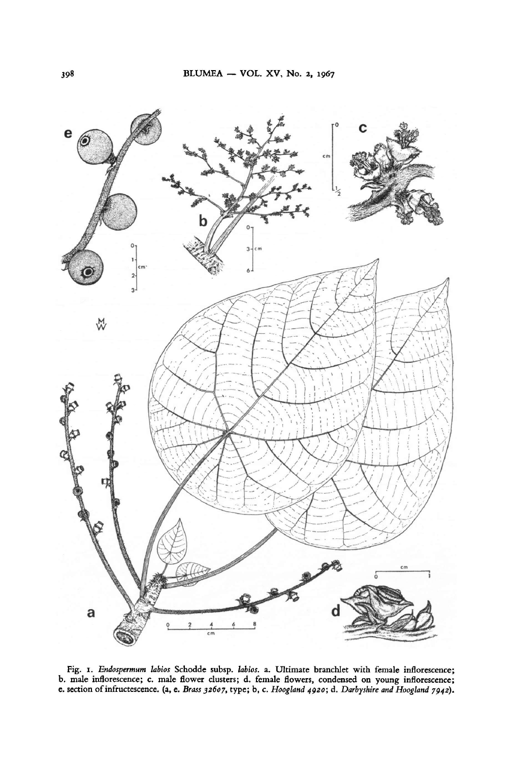Fig. 1. *Endospermum labios* Schodde subsp. *labios*. a. Ultimate branchlet with female inflorescence; b. male inflorescence; c. male flower clusters; d. female flowers, condensed on young inflorescence; e. section of infructescence. (a, e. *Brass 32607*, type; b, c. *Hoogland 4920*; d. *Darbyshire and Hoogland 7942*).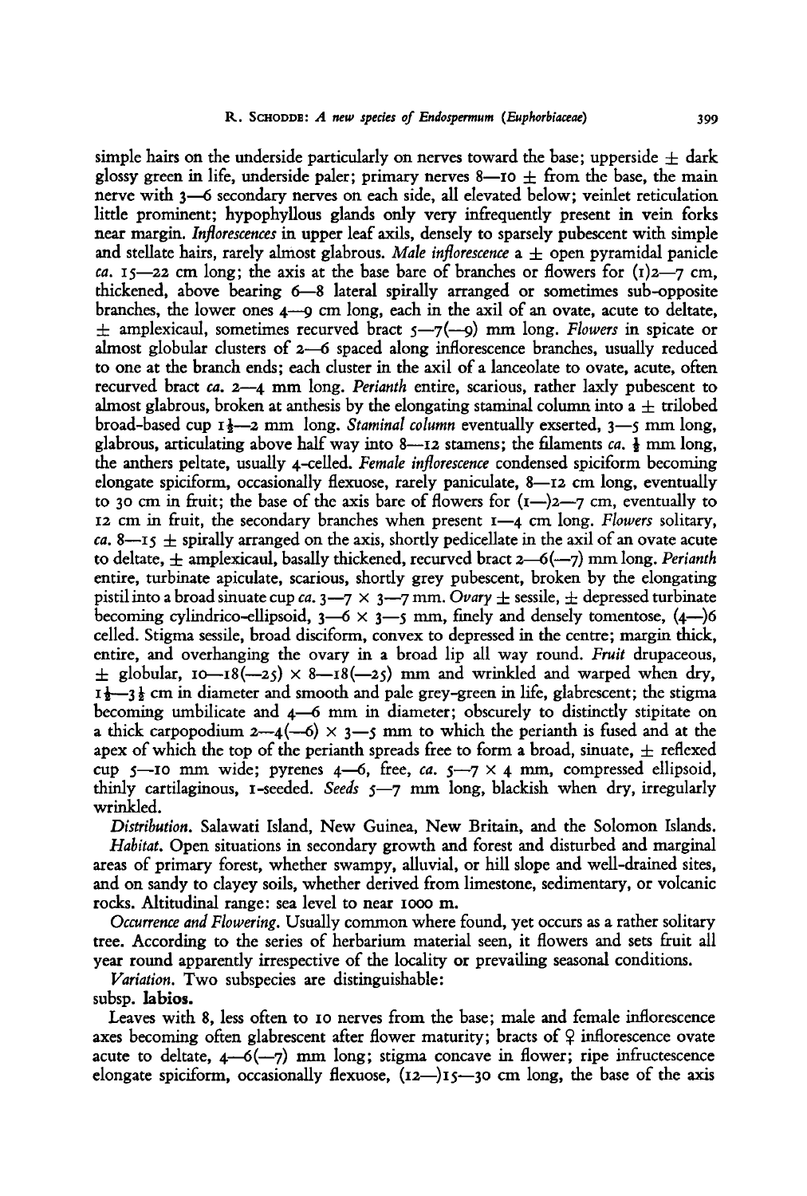simple hairs on the underside particularly on nerves toward the base; upperside ± dark glossy green in life, underside paler; primary nerves 8—10 ± from the base, the main nerve with 3—6 secondary nerves on each side, all elevated below; veinlet reticulation little prominent; hypophyllous glands only very infrequently present in vein forks near margin. *Inflorescences* in upper leaf axils, densely to sparsely pubescent with simple and stellate hairs, rarely almost glabrous. *Male inflorescence* a ± open pyramidal panicle *ca.* 15—22 cm long; the axis at the base bare of branches or flowers for (1)2—7 cm, thickened, above bearing 6—8 lateral spirally arranged or sometimes sub-opposite branches, the lower ones 4—9 cm long, each in the axil of an ovate, acute to deltate, ± amplexicaul, sometimes recurved bract 5—7(—9) mm long. *Flowers* in spicate or almost globular clusters of 2—6 spaced along inflorescence branches, usually reduced to one at the branch ends; each cluster in the axil of a lanceolate to ovate, acute, often recurved bract *ca.* 2—4 mm long. *Perianth* entire, scarious, rather laxly pubescent to almost glabrous, broken at anthesis by the elongating staminal column into a ± trilobed broad-based cup 1½—2 mm long. *Staminal column* eventually exserted, 3—5 mm long, glabrous, articulating above half way into 8—12 stamens; the filaments *ca.* ½ mm long, the anthers peltate, usually 4-celled. *Female inflorescence* condensed spiciform becoming elongate spiciform, occasionally flexuose, rarely paniculate, 8—12 cm long, eventually to 30 cm in fruit; the base of the axis bare of flowers for (1—)2—7 cm, eventually to 12 cm in fruit, the secondary branches when present 1—4 cm long. *Flowers* solitary, *ca.* 8—15 ± spirally arranged on the axis, shortly pedicellate in the axil of an ovate acute to deltate, ± amplexicaul, basally thickened, recurved bract 2—6(—7) mm long. *Perianth* entire, turbinate apiculate, scarious, shortly grey pubescent, broken by the elongating pistil into a broad sinuate cup *ca.* 3—7 × 3—7 mm. *Ovary* ± sessile, ± depressed turbinate becoming cylindrico-ellipsoid, 3—6 × 3—5 mm, finely and densely tomentose, (4—)6 celled. Stigma sessile, broad disciform, convex to depressed in the centre; margin thick, entire, and overhanging the ovary in a broad lip all way round. *Fruit* drupaceous, ± globular, 10—18(—25) × 8—18(—25) mm and wrinkled and warped when dry, 1½—3½ cm in diameter and smooth and pale grey-green in life, glabrescent; the stigma becoming umbilicate and 4—6 mm in diameter; obscurely to distinctly stipitate on a thick carpopodium 2—4(—6) × 3—5 mm to which the perianth is fused and at the apex of which the top of the perianth spreads free to form a broad, sinuate, ± reflexed cup 5—10 mm wide; pyrenes 4—6, free, *ca.* 5—7 × 4 mm, compressed ellipsoid, thinly cartilaginous, 1-seeded. *Seeds* 5—7 mm long, blackish when dry, irregularly wrinkled.

*Distribution.* Salawati Island, New Guinea, New Britain, and the Solomon Islands.

*Habitat.* Open situations in secondary growth and forest and disturbed and marginal areas of primary forest, whether swampy, alluvial, or hill slope and well-drained sites, and on sandy to clayey soils, whether derived from limestone, sedimentary, or volcanic rocks. Altitudinal range: sea level to near 1000 m.

*Occurrence and Flowering.* Usually common where found, yet occurs as a rather solitary tree. According to the series of herbarium material seen, it flowers and sets fruit all year round apparently irrespective of the locality or prevailing seasonal conditions.

*Variation.* Two subspecies are distinguishable:

subsp. **labios.**

Leaves with 8, less often to 10 nerves from the base; male and female inflorescence axes becoming often glabrescent after flower maturity; bracts of ♀ inflorescence ovate acute to deltate, 4—6(—7) mm long; stigma concave in flower; ripe infructescence elongate spiciform, occasionally flexuose, (12—)15—30 cm long, the base of the axis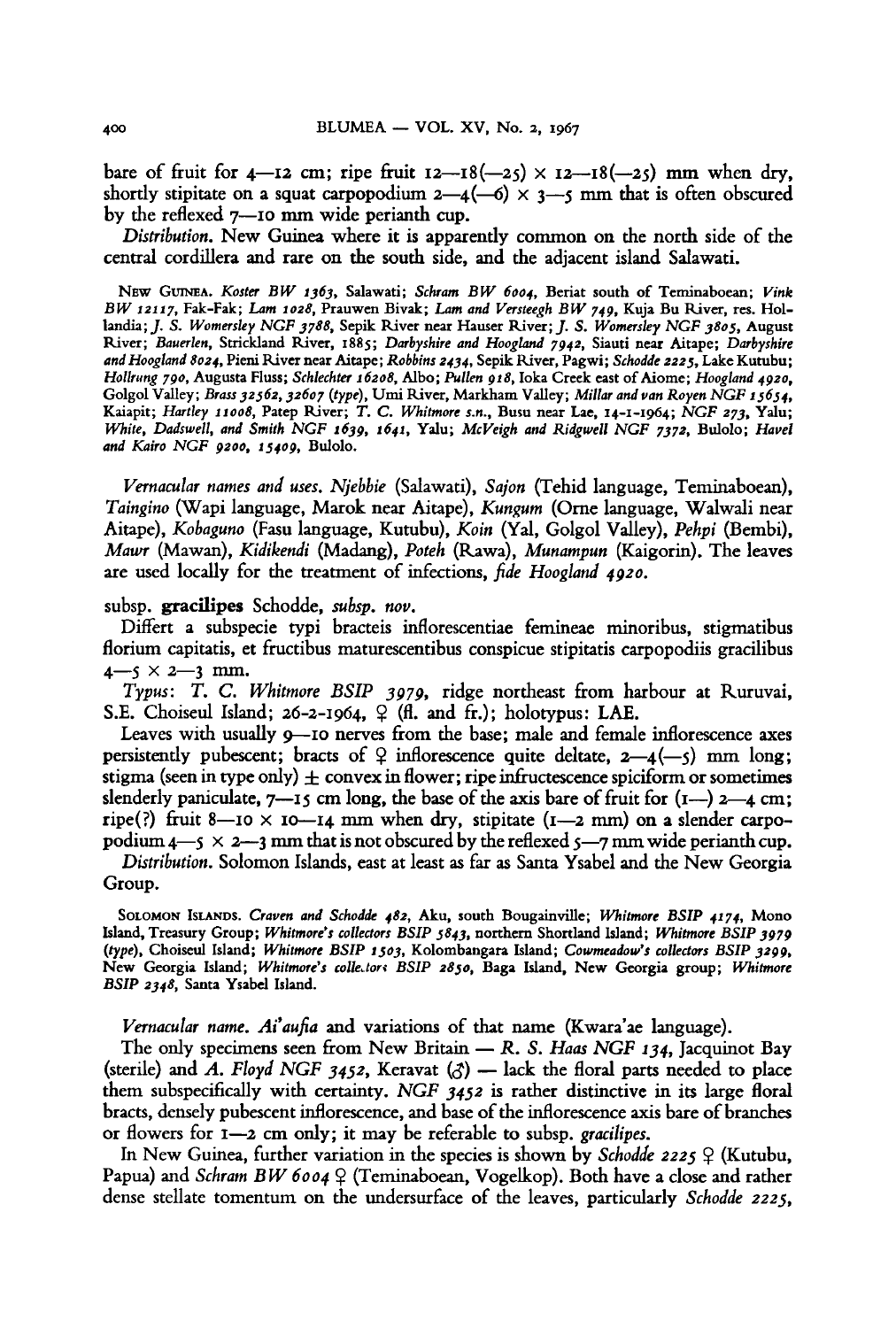bare of fruit for 4—12 cm; ripe fruit 12—18(—25) × 12—18(—25) mm when dry, shortly stipitate on a squat carpopodium 2—4(—6) × 3—5 mm that is often obscured by the reflexed 7—10 mm wide perianth cup.

*Distribution.* New Guinea where it is apparently common on the north side of the central cordillera and rare on the south side, and the adjacent island Salawati.

NEW GUINEA. *Koster BW 1363*, Salawati; *Schram BW 6004*, Beriat south of Teminaboean; *Vink BW 12117*, Fak-Fak; *Lam 1028*, Prauwen Bivak; *Lam and Versteegh BW 749*, Kuja Bu River, res. Hollandia; *J. S. Womersley NGF 3788*, Sepik River near Hauser River; *J. S. Womersley NGF 3805*, August River; *Bauerlen*, Strickland River, 1885; *Darbyshire and Hoogland 7942*, Siauti near Aitape; *Darbyshire and Hoogland 8024*, Pieni River near Aitape; *Robbins 2434*, Sepik River, Pagwi; *Schodde 2225*, Lake Kutubu; *Hollrung 790*, Augusta Fluss; *Schlechter 16208*, Albo; *Pullen 918*, Ioka Creek east of Aiome; *Hoogland 4920*, Golgol Valley; *Brass 32562, 32607 (type)*, Umi River, Markham Valley; *Millar and van Royen NGF 15654*, Kaiapit; *Hartley 11008*, Patep River; *T. C. Whitmore s.n.*, Busu near Lae, 14-1-1964; *NGF 273*, Yalu; *White, Dadswell, and Smith NGF 1639, 1641*, Yalu; *McVeigh and Ridgwell NGF 7372*, Bulolo; *Havel and Kairo NGF 9200, 15409*, Bulolo.

*Vernacular names and uses. Njebbie* (Salawati), *Sajon* (Tehid language, Teminaboean), *Taingino* (Wapi language, Marok near Aitape), *Kungum* (Orne language, Walwali near Aitape), *Kobaguno* (Fasu language, Kutubu), *Koin* (Yal, Golgol Valley), *Pehpi* (Bembi), *Mawr* (Mawan), *Kidikendi* (Madang), *Poteh* (Rawa), *Munampun* (Kaigorin). The leaves are used locally for the treatment of infections, *fide Hoogland 4920.*

subsp. **gracilipes** Schodde, *subsp. nov.*

Differt a subspecie typi bracteis inflorescentiae femineae minoribus, stigmatibus florium capitatis, et fructibus maturescentibus conspicue stipitatis carpopodiis gracilibus 4—5 × 2—3 mm.

*Typus: T. C. Whitmore BSIP 3979*, ridge northeast from harbour at Ruruvai, S.E. Choiseul Island; 26-2-1964, ♀ (fl. and fr.); holotypus: LAE.

Leaves with usually 9—10 nerves from the base; male and female inflorescence axes persistently pubescent; bracts of ♀ inflorescence quite deltate, 2—4(—5) mm long; stigma (seen in type only) ± convex in flower; ripe infructescence spiciform or sometimes slenderly paniculate, 7—15 cm long, the base of the axis bare of fruit for (1—) 2—4 cm; ripe(?) fruit 8—10 × 10—14 mm when dry, stipitate (1—2 mm) on a slender carpopodium 4—5 × 2—3 mm that is not obscured by the reflexed 5—7 mm wide perianth cup.

*Distribution.* Solomon Islands, east at least as far as Santa Ysabel and the New Georgia Group.

SOLOMON ISLANDS. *Craven and Schodde 482*, Aku, south Bougainville; *Whitmore BSIP 4174*, Mono Island, Treasury Group; *Whitmore's collectors BSIP 5843*, northern Shortland Island; *Whitmore BSIP 3979 (type)*, Choiseul Island; *Whitmore BSIP 1503*, Kolombangara Island; *Cowmeadow's collectors BSIP 3299*, New Georgia Island; *Whitmore's collectors BSIP 2850*, Baga Island, New Georgia group; *Whitmore BSIP 2348*, Santa Ysabel Island.

*Vernacular name. Ai'aufia* and variations of that name (Kwara'ae language).

The only specimens seen from New Britain — *R. S. Haas NGF 134*, Jacquinot Bay (sterile) and *A. Floyd NGF 3452*, Keravat (♂) — lack the floral parts needed to place them subspecifically with certainty. *NGF 3452* is rather distinctive in its large floral bracts, densely pubescent inflorescence, and base of the inflorescence axis bare of branches or flowers for 1—2 cm only; it may be referable to subsp. *gracilipes.*

In New Guinea, further variation in the species is shown by *Schodde 2225* ♀ (Kutubu, Papua) and *Schram BW 6004* ♀ (Teminaboean, Vogelkop). Both have a close and rather dense stellate tomentum on the undersurface of the leaves, particularly *Schodde 2225*,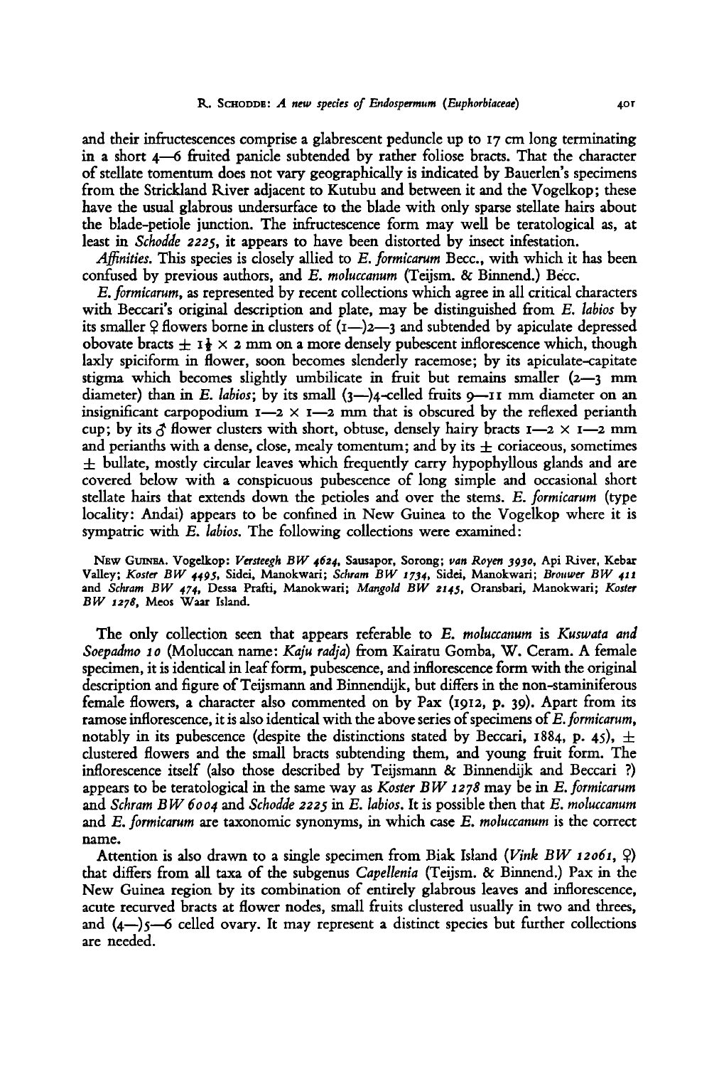and their infructescences comprise a glabrescent peduncle up to 17 cm long terminating in a short 4—6 fruited panicle subtended by rather foliose bracts. That the character of stellate tomentum does not vary geographically is indicated by Bauerlen's specimens from the Strickland River adjacent to Kutubu and between it and the Vogelkop; these have the usual glabrous undersurface to the blade with only sparse stellate hairs about the blade-petiole junction. The infructescence form may well be teratological as, at least in *Schodde 2225*, it appears to have been distorted by insect infestation.

*Affinities*. This species is closely allied to *E. formicarum* Becc., with which it has been confused by previous authors, and *E. moluccanum* (Teijsm. & Binnend.) Becc.

*E. formicarum*, as represented by recent collections which agree in all critical characters with Beccari's original description and plate, may be distinguished from *E. labios* by its smaller ♀ flowers borne in clusters of (1—)2—3 and subtended by apiculate depressed obovate bracts ± 1½ × 2 mm on a more densely pubescent inflorescence which, though laxly spiciform in flower, soon becomes slenderly racemose; by its apiculate-capitate stigma which becomes slightly umbilicate in fruit but remains smaller (2—3 mm diameter) than in *E. labios*; by its small (3—)4-celled fruits 9—11 mm diameter on an insignificant carpopodium 1—2 × 1—2 mm that is obscured by the reflexed perianth cup; by its ♂ flower clusters with short, obtuse, densely hairy bracts 1—2 × 1—2 mm and perianths with a dense, close, mealy tomentum; and by its ± coriaceous, sometimes ± bullate, mostly circular leaves which frequently carry hypophyllous glands and are covered below with a conspicuous pubescence of long simple and occasional short stellate hairs that extends down the petioles and over the stems. *E. formicarum* (type locality: Andai) appears to be confined in New Guinea to the Vogelkop where it is sympatric with *E. labios*. The following collections were examined:

NEW GUINEA. Vogelkop: *Versteegh BW 4624*, Sausapor, Sorong; *van Royen 3930*, Api River, Kebar Valley; *Koster BW 4495*, Sidei, Manokwari; *Schram BW 1734*, Sidei, Manokwari; *Brouwer BW 411* and *Schram BW 474*, Dessa Prafti, Manokwari; *Mangold BW 2145*, Oransbari, Manokwari; *Koster BW 1278*, Meos Waar Island.

The only collection seen that appears referable to *E. moluccanum* is *Kuswata and Soepadmo 10* (Moluccan name: *Kaju radja*) from Kairatu Gomba, W. Ceram. A female specimen, it is identical in leaf form, pubescence, and inflorescence form with the original description and figure of Teijsmann and Binnendijk, but differs in the non-staminiferous female flowers, a character also commented on by Pax (1912, p. 39). Apart from its ramose inflorescence, it is also identical with the above series of specimens of *E. formicarum*, notably in its pubescence (despite the distinctions stated by Beccari, 1884, p. 45), ± clustered flowers and the small bracts subtending them, and young fruit form. The inflorescence itself (also those described by Teijsmann & Binnendijk and Beccari ?) appears to be teratological in the same way as *Koster BW 1278* may be in *E. formicarum* and *Schram BW 6004* and *Schodde 2225* in *E. labios*. It is possible then that *E. moluccanum* and *E. formicarum* are taxonomic synonyms, in which case *E. moluccanum* is the correct name.

Attention is also drawn to a single specimen from Biak Island (*Vink BW 12061*, ♀) that differs from all taxa of the subgenus *Capellenia* (Teijsm. & Binnend.) Pax in the New Guinea region by its combination of entirely glabrous leaves and inflorescence, acute recurved bracts at flower nodes, small fruits clustered usually in two and threes, and (4—)5—6 celled ovary. It may represent a distinct species but further collections are needed.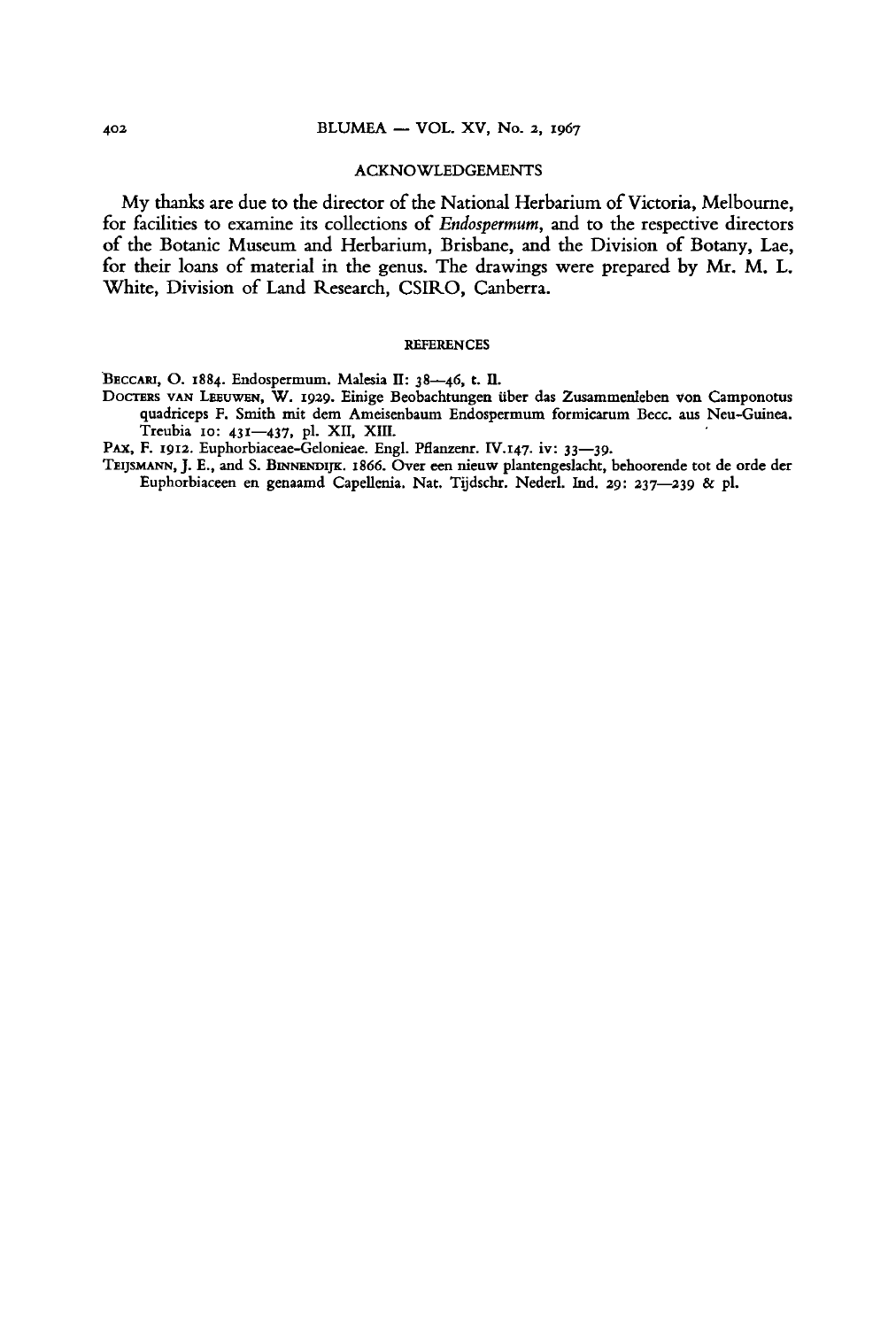## ACKNOWLEDGEMENTS

My thanks are due to the director of the National Herbarium of Victoria, Melbourne, for facilities to examine its collections of *Endospermum*, and to the respective directors of the Botanic Museum and Herbarium, Brisbane, and the Division of Botany, Lae, for their loans of material in the genus. The drawings were prepared by Mr. M. L. White, Division of Land Research, CSIRO, Canberra.

## REFERENCES

BECCARI, O. 1884. Endospermum. Malesia II: 38—46, t. II.

DOCTERS VAN LEEUWEN, W. 1929. Einige Beobachtungen über das Zusammenleben von Camponotus quadriceps F. Smith mit dem Ameisenbaum Endospermum formicarum Becc. aus Neu-Guinea. Treubia 10: 431—437, pl. XII, XIII.

PAX, F. 1912. Euphorbiaceae-Gelonieae. Engl. Pflanzenr. IV.147. iv: 33—39.

TEIJSMANN, J. E., and S. BINNENDIJK. 1866. Over een nieuw plantengeslacht, behoorende tot de orde der Euphorbiaceen en genaamd Capellenia. Nat. Tijdschr. Nederl. Ind. 29: 237—239 & pl.